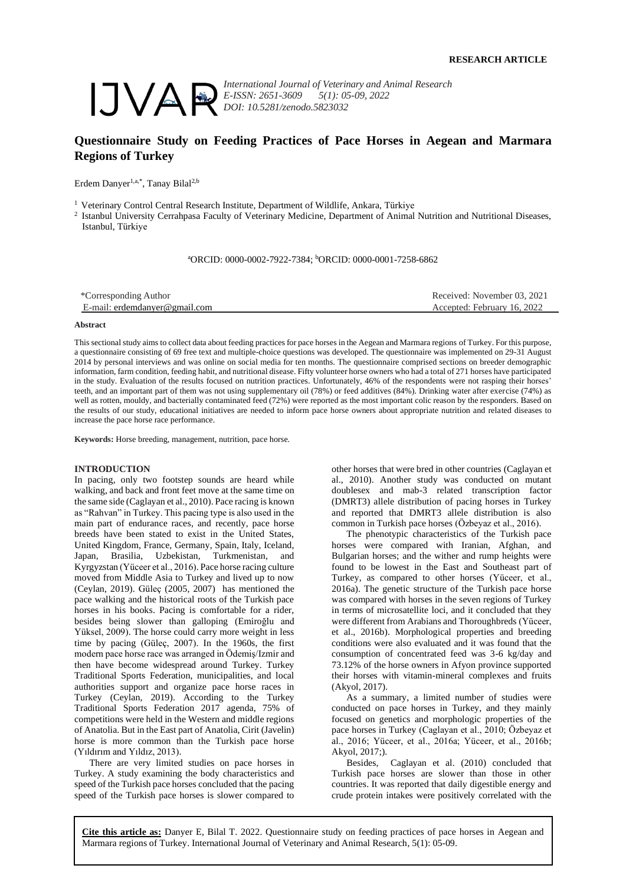RESEARCH ARTICLE

IJVAR *International Journal of Veterinary and Animal Research*
*E-ISSN: 2651-3609 5(1): 05-09, 2022*
*DOI: 10.5281/zenodo.5823032*

# Questionnaire Study on Feeding Practices of Pace Horses in Aegean and Marmara Regions of Turkey

Erdem Danyer[1,a,*], Tanay Bilal[2,b]

[1] Veterinary Control Central Research Institute, Department of Wildlife, Ankara, Türkiye
[2] Istanbul University Cerrahpasa Faculty of Veterinary Medicine, Department of Animal Nutrition and Nutritional Diseases, Istanbul, Türkiye

[a]ORCID: 0000-0002-7922-7384; [b]ORCID: 0000-0001-7258-6862

*Corresponding Author
E-mail: erdemdanyer@gmail.com

Received: November 03, 2021
Accepted: February 16, 2022

**Abstract**

This sectional study aims to collect data about feeding practices for pace horses in the Aegean and Marmara regions of Turkey. For this purpose, a questionnaire consisting of 69 free text and multiple-choice questions was developed. The questionnaire was implemented on 29-31 August 2014 by personal interviews and was online on social media for ten months. The questionnaire comprised sections on breeder demographic information, farm condition, feeding habit, and nutritional disease. Fifty volunteer horse owners who had a total of 271 horses have participated in the study. Evaluation of the results focused on nutrition practices. Unfortunately, 46% of the respondents were not rasping their horses' teeth, and an important part of them was not using supplementary oil (78%) or feed additives (84%). Drinking water after exercise (74%) as well as rotten, mouldy, and bacterially contaminated feed (72%) were reported as the most important colic reason by the responders. Based on the results of our study, educational initiatives are needed to inform pace horse owners about appropriate nutrition and related diseases to increase the pace horse race performance.

**Keywords:** Horse breeding, management, nutrition, pace horse.

## INTRODUCTION

In pacing, only two footstep sounds are heard while walking, and back and front feet move at the same time on the same side (Caglayan et al., 2010). Pace racing is known as "Rahvan" in Turkey. This pacing type is also used in the main part of endurance races, and recently, pace horse breeds have been stated to exist in the United States, United Kingdom, France, Germany, Spain, Italy, Iceland, Japan, Brasilia, Uzbekistan, Turkmenistan, and Kyrgyzstan (Yüceer et al., 2016). Pace horse racing culture moved from Middle Asia to Turkey and lived up to now (Ceylan, 2019). Güleç (2005, 2007) has mentioned the pace walking and the historical roots of the Turkish pace horses in his books. Pacing is comfortable for a rider, besides being slower than galloping (Emiroğlu and Yüksel, 2009). The horse could carry more weight in less time by pacing (Güleç, 2007). In the 1960s, the first modern pace horse race was arranged in Ödemiş/Izmir and then have become widespread around Turkey. Turkey Traditional Sports Federation, municipalities, and local authorities support and organize pace horse races in Turkey (Ceylan, 2019). According to the Turkey Traditional Sports Federation 2017 agenda, 75% of competitions were held in the Western and middle regions of Anatolia. But in the East part of Anatolia, Cirit (Javelin) horse is more common than the Turkish pace horse (Yıldırım and Yıldız, 2013).

There are very limited studies on pace horses in Turkey. A study examining the body characteristics and speed of the Turkish pace horses concluded that the pacing speed of the Turkish pace horses is slower compared to other horses that were bred in other countries (Caglayan et al., 2010). Another study was conducted on mutant doublesex and mab-3 related transcription factor (DMRT3) allele distribution of pacing horses in Turkey and reported that DMRT3 allele distribution is also common in Turkish pace horses (Özbeyaz et al., 2016).

The phenotypic characteristics of the Turkish pace horses were compared with Iranian, Afghan, and Bulgarian horses; and the wither and rump heights were found to be lowest in the East and Southeast part of Turkey, as compared to other horses (Yüceer, et al., 2016a). The genetic structure of the Turkish pace horse was compared with horses in the seven regions of Turkey in terms of microsatellite loci, and it concluded that they were different from Arabians and Thoroughbreds (Yüceer, et al., 2016b). Morphological properties and breeding conditions were also evaluated and it was found that the consumption of concentrated feed was 3-6 kg/day and 73.12% of the horse owners in Afyon province supported their horses with vitamin-mineral complexes and fruits (Akyol, 2017).

As a summary, a limited number of studies were conducted on pace horses in Turkey, and they mainly focused on genetics and morphologic properties of the pace horses in Turkey (Caglayan et al., 2010; Özbeyaz et al., 2016; Yüceer, et al., 2016a; Yüceer, et al., 2016b; Akyol, 2017;).

Besides, Caglayan et al. (2010) concluded that Turkish pace horses are slower than those in other countries. It was reported that daily digestible energy and crude protein intakes were positively correlated with the

**Cite this article as:** Danyer E, Bilal T. 2022. Questionnaire study on feeding practices of pace horses in Aegean and Marmara regions of Turkey. International Journal of Veterinary and Animal Research, 5(1): 05-09.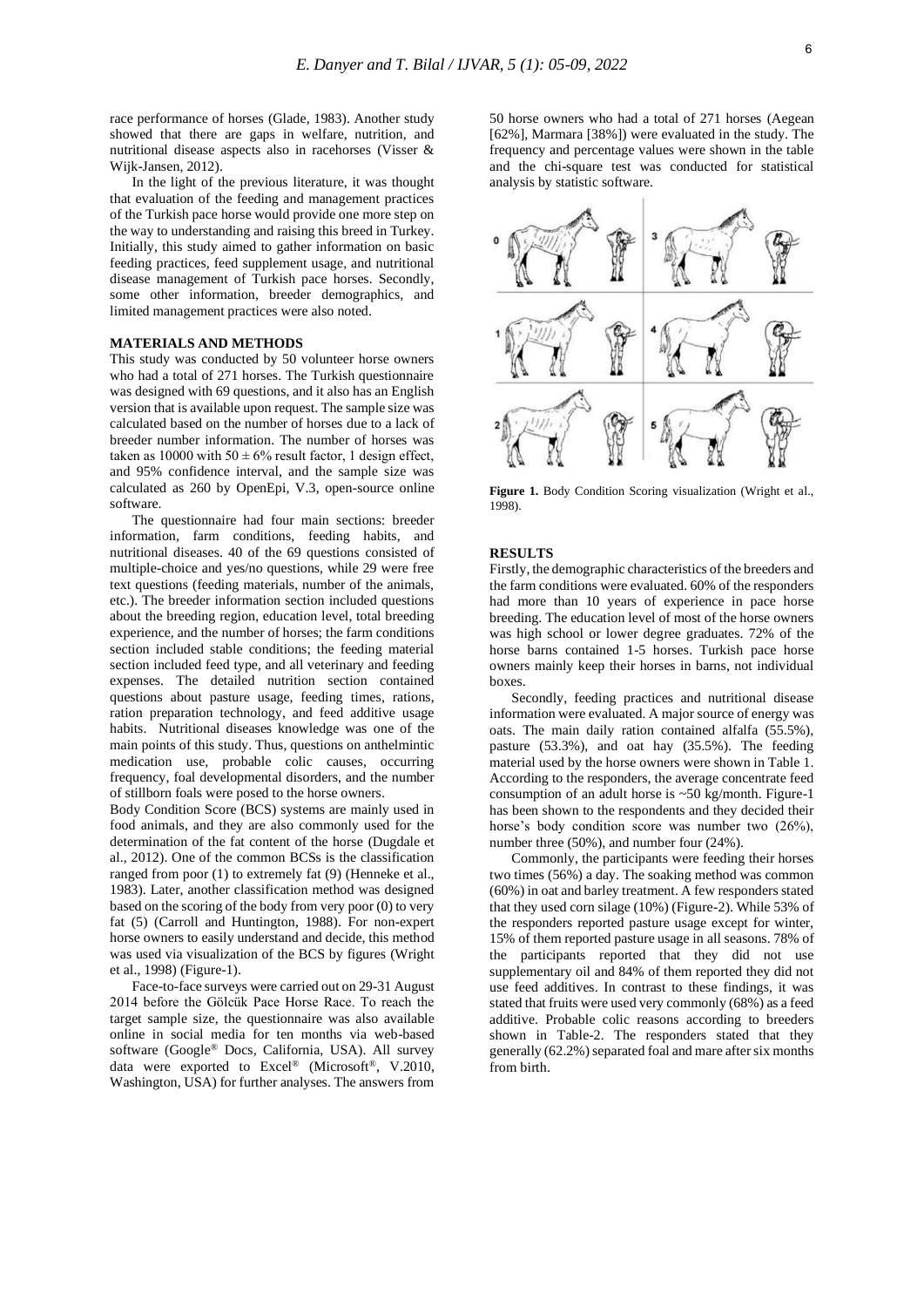race performance of horses (Glade, 1983). Another study showed that there are gaps in welfare, nutrition, and nutritional disease aspects also in racehorses (Visser & Wijk-Jansen, 2012).

In the light of the previous literature, it was thought that evaluation of the feeding and management practices of the Turkish pace horse would provide one more step on the way to understanding and raising this breed in Turkey. Initially, this study aimed to gather information on basic feeding practices, feed supplement usage, and nutritional disease management of Turkish pace horses. Secondly, some other information, breeder demographics, and limited management practices were also noted.

## MATERIALS AND METHODS

This study was conducted by 50 volunteer horse owners who had a total of 271 horses. The Turkish questionnaire was designed with 69 questions, and it also has an English version that is available upon request. The sample size was calculated based on the number of horses due to a lack of breeder number information. The number of horses was taken as 10000 with $50 \pm 6\%$ result factor, 1 design effect, and 95% confidence interval, and the sample size was calculated as 260 by OpenEpi, V.3, open-source online software.

The questionnaire had four main sections: breeder information, farm conditions, feeding habits, and nutritional diseases. 40 of the 69 questions consisted of multiple-choice and yes/no questions, while 29 were free text questions (feeding materials, number of the animals, etc.). The breeder information section included questions about the breeding region, education level, total breeding experience, and the number of horses; the farm conditions section included stable conditions; the feeding material section included feed type, and all veterinary and feeding expenses. The detailed nutrition section contained questions about pasture usage, feeding times, rations, ration preparation technology, and feed additive usage habits. Nutritional diseases knowledge was one of the main points of this study. Thus, questions on anthelmintic medication use, probable colic causes, occurring frequency, foal developmental disorders, and the number of stillborn foals were posed to the horse owners.

Body Condition Score (BCS) systems are mainly used in food animals, and they are also commonly used for the determination of the fat content of the horse (Dugdale et al., 2012). One of the common BCSs is the classification ranged from poor (1) to extremely fat (9) (Henneke et al., 1983). Later, another classification method was designed based on the scoring of the body from very poor (0) to very fat (5) (Carroll and Huntington, 1988). For non-expert horse owners to easily understand and decide, this method was used via visualization of the BCS by figures (Wright et al., 1998) (Figure-1).

Face-to-face surveys were carried out on 29-31 August 2014 before the Gölcük Pace Horse Race. To reach the target sample size, the questionnaire was also available online in social media for ten months via web-based software (Google® Docs, California, USA). All survey data were exported to Excel® (Microsoft®, V.2010, Washington, USA) for further analyses. The answers from 50 horse owners who had a total of 271 horses (Aegean [62%], Marmara [38%]) were evaluated in the study. The frequency and percentage values were shown in the table and the chi-square test was conducted for statistical analysis by statistic software.

**Figure 1.** Body Condition Scoring visualization (Wright et al., 1998).

## RESULTS

Firstly, the demographic characteristics of the breeders and the farm conditions were evaluated. 60% of the responders had more than 10 years of experience in pace horse breeding. The education level of most of the horse owners was high school or lower degree graduates. 72% of the horse barns contained 1-5 horses. Turkish pace horse owners mainly keep their horses in barns, not individual boxes.

Secondly, feeding practices and nutritional disease information were evaluated. A major source of energy was oats. The main daily ration contained alfalfa (55.5%), pasture (53.3%), and oat hay (35.5%). The feeding material used by the horse owners were shown in Table 1. According to the responders, the average concentrate feed consumption of an adult horse is ~50 kg/month. Figure-1 has been shown to the respondents and they decided their horse's body condition score was number two (26%), number three (50%), and number four (24%).

Commonly, the participants were feeding their horses two times (56%) a day. The soaking method was common (60%) in oat and barley treatment. A few responders stated that they used corn silage (10%) (Figure-2). While 53% of the responders reported pasture usage except for winter, 15% of them reported pasture usage in all seasons. 78% of the participants reported that they did not use supplementary oil and 84% of them reported they did not use feed additives. In contrast to these findings, it was stated that fruits were used very commonly (68%) as a feed additive. Probable colic reasons according to breeders shown in Table-2. The responders stated that they generally (62.2%) separated foal and mare after six months from birth.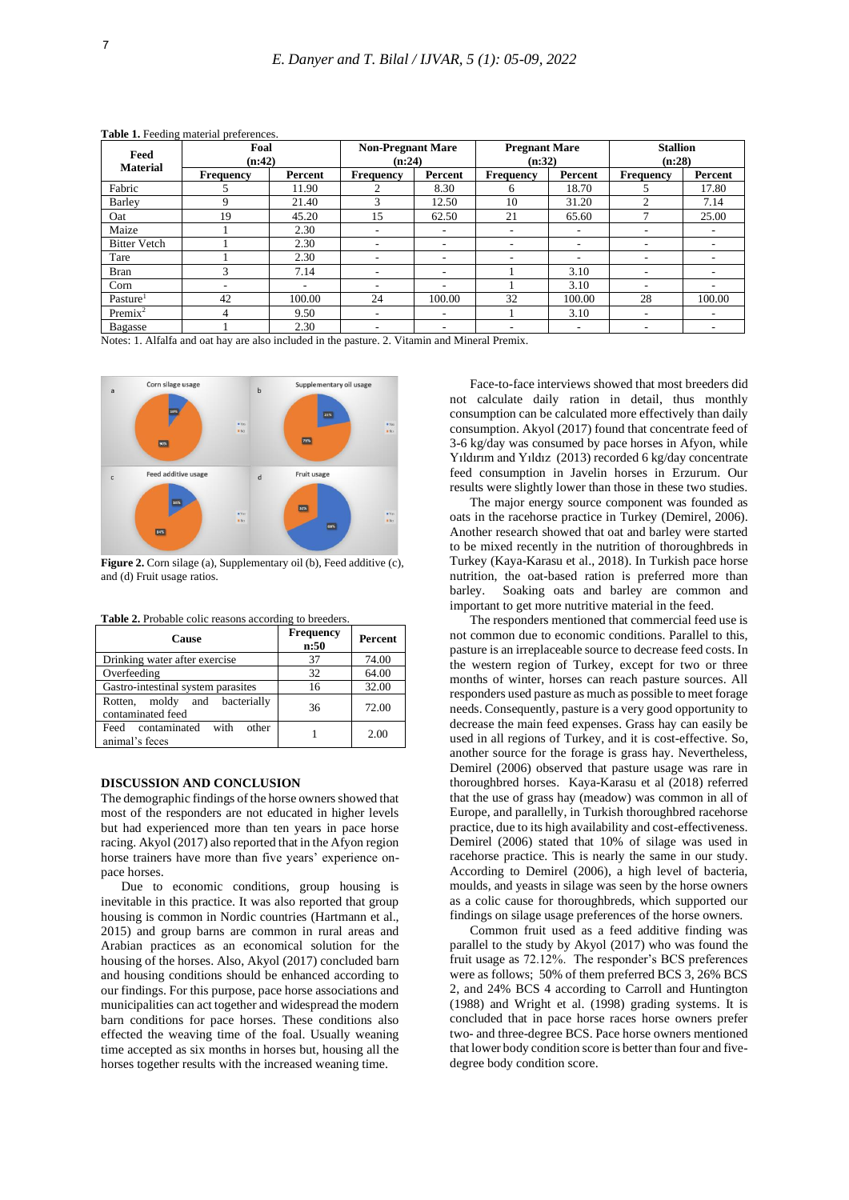**Table 1.** Feeding material preferences.

| Feed Material | Foal (n:42) | | Non-Pregnant Mare (n:24) | | Pregnant Mare (n:32) | | Stallion (n:28) | |
|---|---|---|---|---|---|---|---|---|
| | Frequency | Percent | Frequency | Percent | Frequency | Percent | Frequency | Percent |
| Fabric | 5 | 11.90 | 2 | 8.30 | 6 | 18.70 | 5 | 17.80 |
| Barley | 9 | 21.40 | 3 | 12.50 | 10 | 31.20 | 2 | 7.14 |
| Oat | 19 | 45.20 | 15 | 62.50 | 21 | 65.60 | 7 | 25.00 |
| Maize | 1 | 2.30 | - | - | - | - | - | - |
| Bitter Vetch | 1 | 2.30 | - | - | - | - | - | - |
| Tare | 1 | 2.30 | - | - | - | - | - | - |
| Bran | 3 | 7.14 | - | - | 1 | 3.10 | - | - |
| Corn | - | - | - | - | 1 | 3.10 | - | - |
| Pasture[1] | 42 | 100.00 | 24 | 100.00 | 32 | 100.00 | 28 | 100.00 |
| Premix[2] | 4 | 9.50 | - | - | 1 | 3.10 | - | - |
| Bagasse | 1 | 2.30 | - | - | - | - | - | - |

Notes: 1. Alfalfa and oat hay are also included in the pasture. 2. Vitamin and Mineral Premix.

**Figure 2.** Corn silage (a), Supplementary oil (b), Feed additive (c), and (d) Fruit usage ratios.

**Table 2.** Probable colic reasons according to breeders.

| Cause | Frequency n:50 | Percent |
|---|---|---|
| Drinking water after exercise | 37 | 74.00 |
| Overfeeding | 32 | 64.00 |
| Gastro-intestinal system parasites | 16 | 32.00 |
| Rotten, moldy and bacterially contaminated feed | 36 | 72.00 |
| Feed contaminated with other animal's feces | 1 | 2.00 |

## DISCUSSION AND CONCLUSION

The demographic findings of the horse owners showed that most of the responders are not educated in higher levels but had experienced more than ten years in pace horse racing. Akyol (2017) also reported that in the Afyon region horse trainers have more than five years' experience on-pace horses.

Due to economic conditions, group housing is inevitable in this practice. It was also reported that group housing is common in Nordic countries (Hartmann et al., 2015) and group barns are common in rural areas and Arabian practices as an economical solution for the housing of the horses. Also, Akyol (2017) concluded barn and housing conditions should be enhanced according to our findings. For this purpose, pace horse associations and municipalities can act together and widespread the modern barn conditions for pace horses. These conditions also effected the weaving time of the foal. Usually weaning time accepted as six months in horses but, housing all the horses together results with the increased weaning time.

Face-to-face interviews showed that most breeders did not calculate daily ration in detail, thus monthly consumption can be calculated more effectively than daily consumption. Akyol (2017) found that concentrate feed of 3-6 kg/day was consumed by pace horses in Afyon, while Yıldırım and Yıldız (2013) recorded 6 kg/day concentrate feed consumption in Javelin horses in Erzurum. Our results were slightly lower than those in these two studies.

The major energy source component was founded as oats in the racehorse practice in Turkey (Demirel, 2006). Another research showed that oat and barley were started to be mixed recently in the nutrition of thoroughbreds in Turkey (Kaya-Karasu et al., 2018). In Turkish pace horse nutrition, the oat-based ration is preferred more than barley. Soaking oats and barley are common and important to get more nutritive material in the feed.

The responders mentioned that commercial feed use is not common due to economic conditions. Parallel to this, pasture is an irreplaceable source to decrease feed costs. In the western region of Turkey, except for two or three months of winter, horses can reach pasture sources. All responders used pasture as much as possible to meet forage needs. Consequently, pasture is a very good opportunity to decrease the main feed expenses. Grass hay can easily be used in all regions of Turkey, and it is cost-effective. So, another source for the forage is grass hay. Nevertheless, Demirel (2006) observed that pasture usage was rare in thoroughbred horses. Kaya-Karasu et al (2018) referred that the use of grass hay (meadow) was common in all of Europe, and parallelly, in Turkish thoroughbred racehorse practice, due to its high availability and cost-effectiveness. Demirel (2006) stated that 10% of silage was used in racehorse practice. This is nearly the same in our study. According to Demirel (2006), a high level of bacteria, moulds, and yeasts in silage was seen by the horse owners as a colic cause for thoroughbreds, which supported our findings on silage usage preferences of the horse owners.

Common fruit used as a feed additive finding was parallel to the study by Akyol (2017) who was found the fruit usage as 72.12%. The responder's BCS preferences were as follows; 50% of them preferred BCS 3, 26% BCS 2, and 24% BCS 4 according to Carroll and Huntington (1988) and Wright et al. (1998) grading systems. It is concluded that in pace horse races horse owners prefer two- and three-degree BCS. Pace horse owners mentioned that lower body condition score is better than four and five-degree body condition score.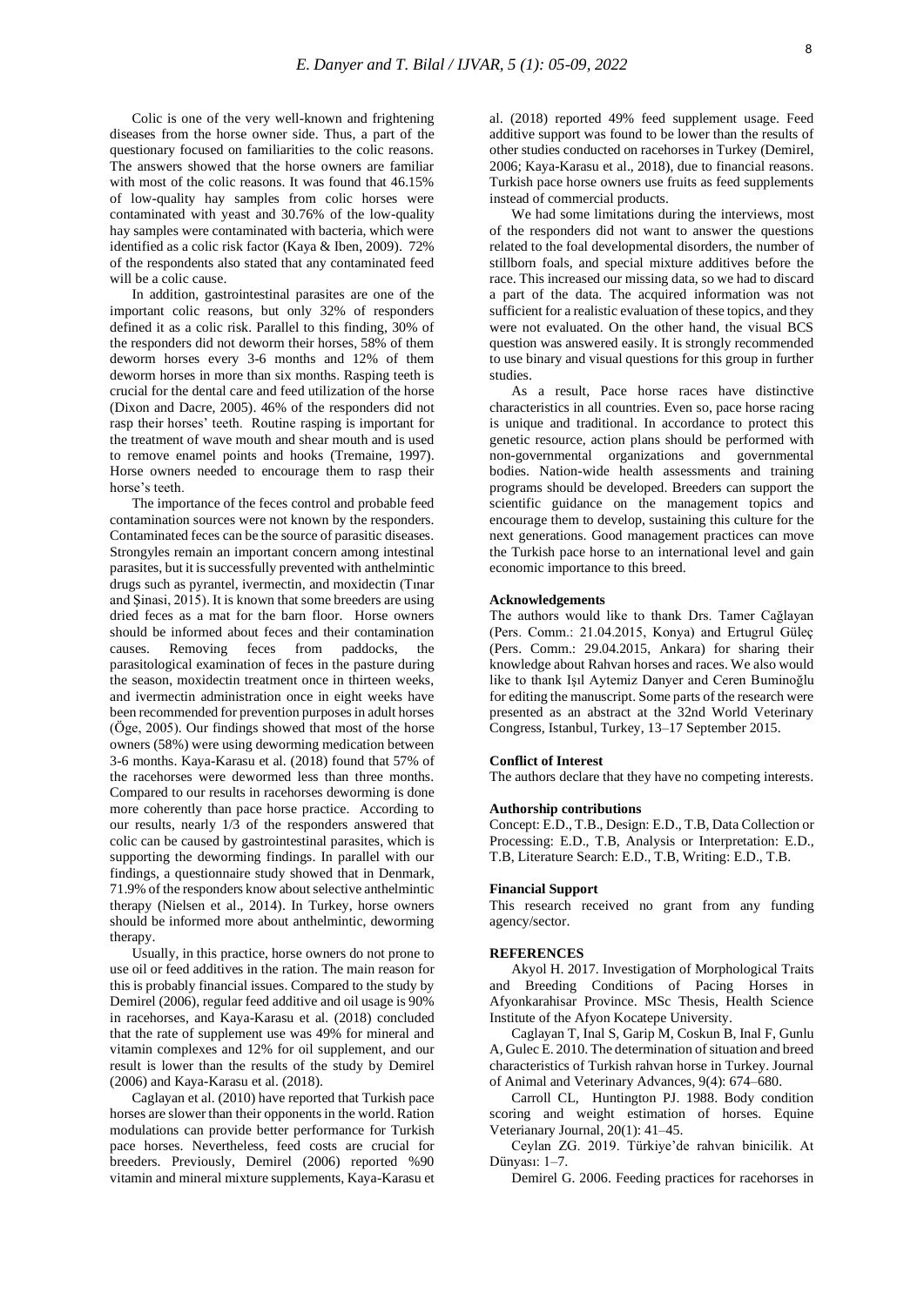Colic is one of the very well-known and frightening diseases from the horse owner side. Thus, a part of the questionary focused on familiarities to the colic reasons. The answers showed that the horse owners are familiar with most of the colic reasons. It was found that 46.15% of low-quality hay samples from colic horses were contaminated with yeast and 30.76% of the low-quality hay samples were contaminated with bacteria, which were identified as a colic risk factor (Kaya & Iben, 2009). 72% of the respondents also stated that any contaminated feed will be a colic cause.

In addition, gastrointestinal parasites are one of the important colic reasons, but only 32% of responders defined it as a colic risk. Parallel to this finding, 30% of the responders did not deworm their horses, 58% of them deworm horses every 3-6 months and 12% of them deworm horses in more than six months. Rasping teeth is crucial for the dental care and feed utilization of the horse (Dixon and Dacre, 2005). 46% of the responders did not rasp their horses' teeth. Routine rasping is important for the treatment of wave mouth and shear mouth and is used to remove enamel points and hooks (Tremaine, 1997). Horse owners needed to encourage them to rasp their horse's teeth.

The importance of the feces control and probable feed contamination sources were not known by the responders. Contaminated feces can be the source of parasitic diseases. Strongyles remain an important concern among intestinal parasites, but it is successfully prevented with anthelmintic drugs such as pyrantel, ivermectin, and moxidectin (Tınar and Şinasi, 2015). It is known that some breeders are using dried feces as a mat for the barn floor. Horse owners should be informed about feces and their contamination causes. Removing feces from paddocks, the parasitological examination of feces in the pasture during the season, moxidectin treatment once in thirteen weeks, and ivermectin administration once in eight weeks have been recommended for prevention purposes in adult horses (Öge, 2005). Our findings showed that most of the horse owners (58%) were using deworming medication between 3-6 months. Kaya-Karasu et al. (2018) found that 57% of the racehorses were dewormed less than three months. Compared to our results in racehorses deworming is done more coherently than pace horse practice. According to our results, nearly 1/3 of the responders answered that colic can be caused by gastrointestinal parasites, which is supporting the deworming findings. In parallel with our findings, a questionnaire study showed that in Denmark, 71.9% of the responders know about selective anthelmintic therapy (Nielsen et al., 2014). In Turkey, horse owners should be informed more about anthelmintic, deworming therapy.

Usually, in this practice, horse owners do not prone to use oil or feed additives in the ration. The main reason for this is probably financial issues. Compared to the study by Demirel (2006), regular feed additive and oil usage is 90% in racehorses, and Kaya-Karasu et al. (2018) concluded that the rate of supplement use was 49% for mineral and vitamin complexes and 12% for oil supplement, and our result is lower than the results of the study by Demirel (2006) and Kaya-Karasu et al. (2018).

Caglayan et al. (2010) have reported that Turkish pace horses are slower than their opponents in the world. Ration modulations can provide better performance for Turkish pace horses. Nevertheless, feed costs are crucial for breeders. Previously, Demirel (2006) reported %90 vitamin and mineral mixture supplements, Kaya-Karasu et al. (2018) reported 49% feed supplement usage. Feed additive support was found to be lower than the results of other studies conducted on racehorses in Turkey (Demirel, 2006; Kaya-Karasu et al., 2018), due to financial reasons. Turkish pace horse owners use fruits as feed supplements instead of commercial products.

We had some limitations during the interviews, most of the responders did not want to answer the questions related to the foal developmental disorders, the number of stillborn foals, and special mixture additives before the race. This increased our missing data, so we had to discard a part of the data. The acquired information was not sufficient for a realistic evaluation of these topics, and they were not evaluated. On the other hand, the visual BCS question was answered easily. It is strongly recommended to use binary and visual questions for this group in further studies.

As a result, Pace horse races have distinctive characteristics in all countries. Even so, pace horse racing is unique and traditional. In accordance to protect this genetic resource, action plans should be performed with non-governmental organizations and governmental bodies. Nation-wide health assessments and training programs should be developed. Breeders can support the scientific guidance on the management topics and encourage them to develop, sustaining this culture for the next generations. Good management practices can move the Turkish pace horse to an international level and gain economic importance to this breed.

#### Acknowledgements

The authors would like to thank Drs. Tamer Cağlayan (Pers. Comm.: 21.04.2015, Konya) and Ertugrul Güleç (Pers. Comm.: 29.04.2015, Ankara) for sharing their knowledge about Rahvan horses and races. We also would like to thank Işıl Aytemiz Danyer and Ceren Buminoğlu for editing the manuscript. Some parts of the research were presented as an abstract at the 32nd World Veterinary Congress, Istanbul, Turkey, 13–17 September 2015.

#### Conflict of Interest

The authors declare that they have no competing interests.

#### Authorship contributions

Concept: E.D., T.B., Design: E.D., T.B, Data Collection or Processing: E.D., T.B, Analysis or Interpretation: E.D., T.B, Literature Search: E.D., T.B, Writing: E.D., T.B.

#### Financial Support

This research received no grant from any funding agency/sector.

#### REFERENCES

Akyol H. 2017. Investigation of Morphological Traits and Breeding Conditions of Pacing Horses in Afyonkarahisar Province. MSc Thesis, Health Science Institute of the Afyon Kocatepe University.

Caglayan T, Inal S, Garip M, Coskun B, Inal F, Gunlu A, Gulec E. 2010. The determination of situation and breed characteristics of Turkish rahvan horse in Turkey. Journal of Animal and Veterinary Advances, 9(4): 674–680.

Carroll CL, Huntington PJ. 1988. Body condition scoring and weight estimation of horses. Equine Veterianary Journal, 20(1): 41–45.

Ceylan ZG. 2019. Türkiye'de rahvan binicilik. At Dünyası: 1–7.

Demirel G. 2006. Feeding practices for racehorses in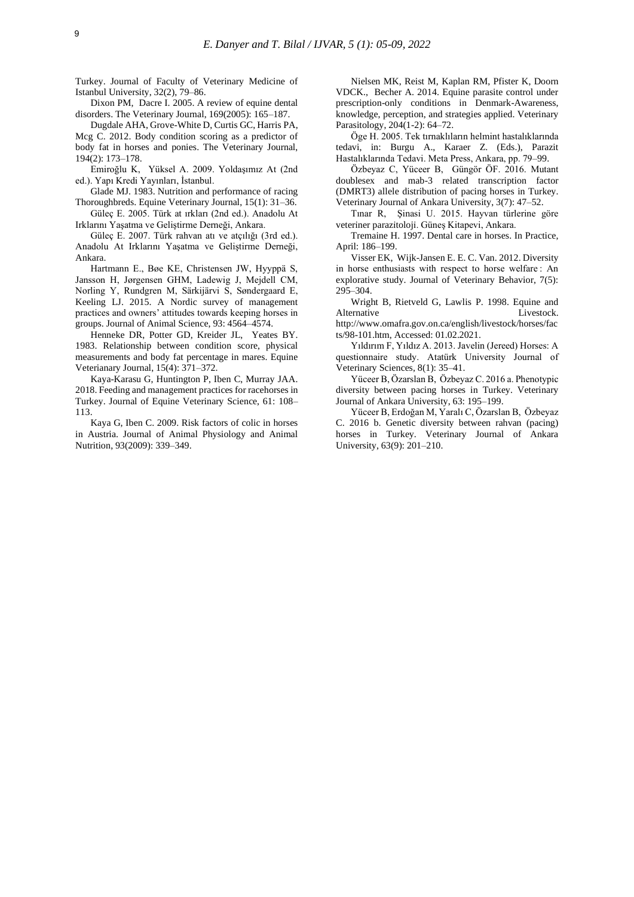Turkey. Journal of Faculty of Veterinary Medicine of Istanbul University, 32(2), 79–86.

Dixon PM, Dacre I. 2005. A review of equine dental disorders. The Veterinary Journal, 169(2005): 165–187.

Dugdale AHA, Grove-White D, Curtis GC, Harris PA, Mcg C. 2012. Body condition scoring as a predictor of body fat in horses and ponies. The Veterinary Journal, 194(2): 173–178.

Emiroğlu K, Yüksel A. 2009. Yoldaşımız At (2nd ed.). Yapı Kredi Yayınları, İstanbul.

Glade MJ. 1983. Nutrition and performance of racing Thoroughbreds. Equine Veterinary Journal, 15(1): 31–36.

Güleç E. 2005. Türk at ırkları (2nd ed.). Anadolu At Irklarını Yaşatma ve Geliştirme Derneği, Ankara.

Güleç E. 2007. Türk rahvan atı ve atçılığı (3rd ed.). Anadolu At Irklarını Yaşatma ve Geliştirme Derneği, Ankara.

Hartmann E., Bøe KE, Christensen JW, Hyyppä S, Jansson H, Jørgensen GHM, Ladewig J, Mejdell CM, Norling Y, Rundgren M, Särkijärvi S, Søndergaard E, Keeling LJ. 2015. A Nordic survey of management practices and owners' attitudes towards keeping horses in groups. Journal of Animal Science, 93: 4564–4574.

Henneke DR, Potter GD, Kreider JL, Yeates BY. 1983. Relationship between condition score, physical measurements and body fat percentage in mares. Equine Veterianary Journal, 15(4): 371–372.

Kaya-Karasu G, Huntington P, Iben C, Murray JAA. 2018. Feeding and management practices for racehorses in Turkey. Journal of Equine Veterinary Science, 61: 108–113.

Kaya G, Iben C. 2009. Risk factors of colic in horses in Austria. Journal of Animal Physiology and Animal Nutrition, 93(2009): 339–349.

Nielsen MK, Reist M, Kaplan RM, Pfister K, Doorn VDCK., Becher A. 2014. Equine parasite control under prescription-only conditions in Denmark-Awareness, knowledge, perception, and strategies applied. Veterinary Parasitology, 204(1-2): 64–72.

Öge H. 2005. Tek tırnaklıların helmint hastalıklarında tedavi, in: Burgu A., Karaer Z. (Eds.), Parazit Hastalıklarında Tedavi. Meta Press, Ankara, pp. 79–99.

Özbeyaz C, Yüceer B, Güngör ÖF. 2016. Mutant doublesex and mab-3 related transcription factor (DMRT3) allele distribution of pacing horses in Turkey. Veterinary Journal of Ankara University, 3(7): 47–52.

Tınar R, Şinasi U. 2015. Hayvan türlerine göre veteriner parazitoloji. Güneş Kitapevi, Ankara.

Tremaine H. 1997. Dental care in horses. In Practice, April: 186–199.

Visser EK, Wijk-Jansen E. E. C. Van. 2012. Diversity in horse enthusiasts with respect to horse welfare : An explorative study. Journal of Veterinary Behavior, 7(5): 295–304.

Wright B, Rietveld G, Lawlis P. 1998. Equine and Alternative Livestock. http://www.omafra.gov.on.ca/english/livestock/horses/facts/98-101.htm, Accessed: 01.02.2021.

Yıldırım F, Yıldız A. 2013. Javelin (Jereed) Horses: A questionnaire study. Atatürk University Journal of Veterinary Sciences, 8(1): 35–41.

Yüceer B, Özarslan B, Özbeyaz C. 2016 a. Phenotypic diversity between pacing horses in Turkey. Veterinary Journal of Ankara University, 63: 195–199.

Yüceer B, Erdoğan M, Yaralı C, Özarslan B, Özbeyaz C. 2016 b. Genetic diversity between rahvan (pacing) horses in Turkey. Veterinary Journal of Ankara University, 63(9): 201–210.